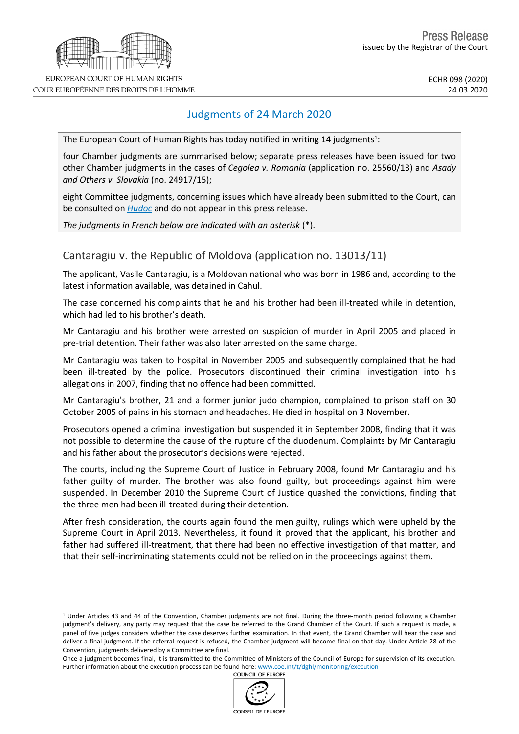Press Release
issued by the Registrar of the Court

ECHR 098 (2020)
24.03.2020

# Judgments of 24 March 2020

The European Court of Human Rights has today notified in writing 14 judgments[1]:

four Chamber judgments are summarised below; separate press releases have been issued for two other Chamber judgments in the cases of *Cegolea v. Romania* (application no. 25560/13) and *Asady and Others v. Slovakia* (no. 24917/15);

eight Committee judgments, concerning issues which have already been submitted to the Court, can be consulted on [Hudoc](Hudoc) and do not appear in this press release.

*The judgments in French below are indicated with an asterisk* (*).

## Cantaragiu v. the Republic of Moldova (application no. 13013/11)

The applicant, Vasile Cantaragiu, is a Moldovan national who was born in 1986 and, according to the latest information available, was detained in Cahul.

The case concerned his complaints that he and his brother had been ill-treated while in detention, which had led to his brother's death.

Mr Cantaragiu and his brother were arrested on suspicion of murder in April 2005 and placed in pre-trial detention. Their father was also later arrested on the same charge.

Mr Cantaragiu was taken to hospital in November 2005 and subsequently complained that he had been ill-treated by the police. Prosecutors discontinued their criminal investigation into his allegations in 2007, finding that no offence had been committed.

Mr Cantaragiu's brother, 21 and a former junior judo champion, complained to prison staff on 30 October 2005 of pains in his stomach and headaches. He died in hospital on 3 November.

Prosecutors opened a criminal investigation but suspended it in September 2008, finding that it was not possible to determine the cause of the rupture of the duodenum. Complaints by Mr Cantaragiu and his father about the prosecutor's decisions were rejected.

The courts, including the Supreme Court of Justice in February 2008, found Mr Cantaragiu and his father guilty of murder. The brother was also found guilty, but proceedings against him were suspended. In December 2010 the Supreme Court of Justice quashed the convictions, finding that the three men had been ill-treated during their detention.

After fresh consideration, the courts again found the men guilty, rulings which were upheld by the Supreme Court in April 2013. Nevertheless, it found it proved that the applicant, his brother and father had suffered ill-treatment, that there had been no effective investigation of that matter, and that their self-incriminating statements could not be relied on in the proceedings against them.

[1] Under Articles 43 and 44 of the Convention, Chamber judgments are not final. During the three-month period following a Chamber judgment's delivery, any party may request that the case be referred to the Grand Chamber of the Court. If such a request is made, a panel of five judges considers whether the case deserves further examination. In that event, the Grand Chamber will hear the case and deliver a final judgment. If the referral request is refused, the Chamber judgment will become final on that day. Under Article 28 of the Convention, judgments delivered by a Committee are final.

Once a judgment becomes final, it is transmitted to the Committee of Ministers of the Council of Europe for supervision of its execution. Further information about the execution process can be found here: [www.coe.int/t/dghl/monitoring/execution](www.coe.int/t/dghl/monitoring/execution)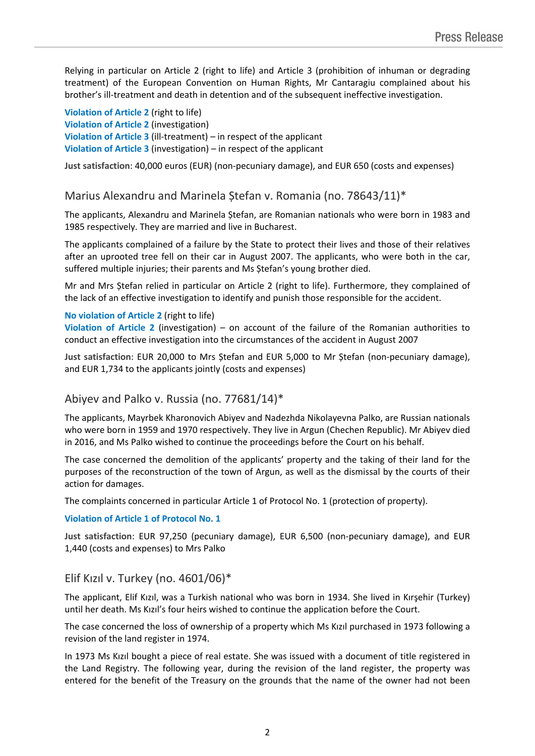Relying in particular on Article 2 (right to life) and Article 3 (prohibition of inhuman or degrading treatment) of the European Convention on Human Rights, Mr Cantaragiu complained about his brother's ill-treatment and death in detention and of the subsequent ineffective investigation.

**Violation of Article 2** (right to life)
**Violation of Article 2** (investigation)
**Violation of Article 3** (ill-treatment) – in respect of the applicant
**Violation of Article 3** (investigation) – in respect of the applicant

**Just satisfaction**: 40,000 euros (EUR) (non-pecuniary damage), and EUR 650 (costs and expenses)

## Marius Alexandru and Marinela Ștefan v. Romania (no. 78643/11)*

The applicants, Alexandru and Marinela Ștefan, are Romanian nationals who were born in 1983 and 1985 respectively. They are married and live in Bucharest.

The applicants complained of a failure by the State to protect their lives and those of their relatives after an uprooted tree fell on their car in August 2007. The applicants, who were both in the car, suffered multiple injuries; their parents and Ms Ștefan's young brother died.

Mr and Mrs Ștefan relied in particular on Article 2 (right to life). Furthermore, they complained of the lack of an effective investigation to identify and punish those responsible for the accident.

**No violation of Article 2** (right to life)
**Violation of Article 2** (investigation) – on account of the failure of the Romanian authorities to conduct an effective investigation into the circumstances of the accident in August 2007

**Just satisfaction**: EUR 20,000 to Mrs Ștefan and EUR 5,000 to Mr Ștefan (non-pecuniary damage), and EUR 1,734 to the applicants jointly (costs and expenses)

## Abiyev and Palko v. Russia (no. 77681/14)*

The applicants, Mayrbek Kharonovich Abiyev and Nadezhda Nikolayevna Palko, are Russian nationals who were born in 1959 and 1970 respectively. They live in Argun (Chechen Republic). Mr Abiyev died in 2016, and Ms Palko wished to continue the proceedings before the Court on his behalf.

The case concerned the demolition of the applicants' property and the taking of their land for the purposes of the reconstruction of the town of Argun, as well as the dismissal by the courts of their action for damages.

The complaints concerned in particular Article 1 of Protocol No. 1 (protection of property).

**Violation of Article 1 of Protocol No. 1**

**Just satisfaction**: EUR 97,250 (pecuniary damage), EUR 6,500 (non-pecuniary damage), and EUR 1,440 (costs and expenses) to Mrs Palko

## Elif Kızıl v. Turkey (no. 4601/06)*

The applicant, Elif Kızıl, was a Turkish national who was born in 1934. She lived in Kırşehir (Turkey) until her death. Ms Kızıl's four heirs wished to continue the application before the Court.

The case concerned the loss of ownership of a property which Ms Kızıl purchased in 1973 following a revision of the land register in 1974.

In 1973 Ms Kızıl bought a piece of real estate. She was issued with a document of title registered in the Land Registry. The following year, during the revision of the land register, the property was entered for the benefit of the Treasury on the grounds that the name of the owner had not been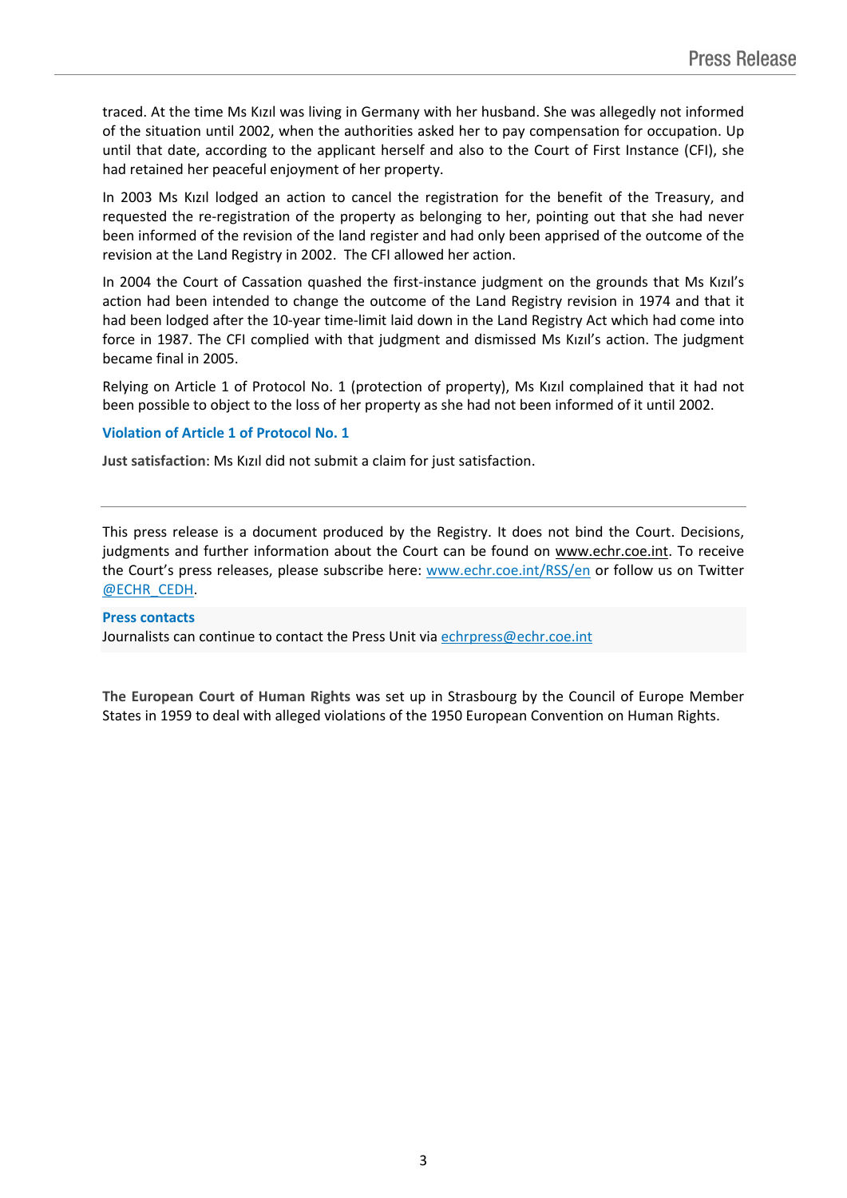traced. At the time Ms Kızıl was living in Germany with her husband. She was allegedly not informed of the situation until 2002, when the authorities asked her to pay compensation for occupation. Up until that date, according to the applicant herself and also to the Court of First Instance (CFI), she had retained her peaceful enjoyment of her property.

In 2003 Ms Kızıl lodged an action to cancel the registration for the benefit of the Treasury, and requested the re-registration of the property as belonging to her, pointing out that she had never been informed of the revision of the land register and had only been apprised of the outcome of the revision at the Land Registry in 2002. The CFI allowed her action.

In 2004 the Court of Cassation quashed the first-instance judgment on the grounds that Ms Kızıl's action had been intended to change the outcome of the Land Registry revision in 1974 and that it had been lodged after the 10-year time-limit laid down in the Land Registry Act which had come into force in 1987. The CFI complied with that judgment and dismissed Ms Kızıl's action. The judgment became final in 2005.

Relying on Article 1 of Protocol No. 1 (protection of property), Ms Kızıl complained that it had not been possible to object to the loss of her property as she had not been informed of it until 2002.

**Violation of Article 1 of Protocol No. 1**

**Just satisfaction**: Ms Kızıl did not submit a claim for just satisfaction.

---

This press release is a document produced by the Registry. It does not bind the Court. Decisions, judgments and further information about the Court can be found on www.echr.coe.int. To receive the Court's press releases, please subscribe here: www.echr.coe.int/RSS/en or follow us on Twitter @ECHR_CEDH.

**Press contacts**

Journalists can continue to contact the Press Unit via echrpress@echr.coe.int

**The European Court of Human Rights** was set up in Strasbourg by the Council of Europe Member States in 1959 to deal with alleged violations of the 1950 European Convention on Human Rights.